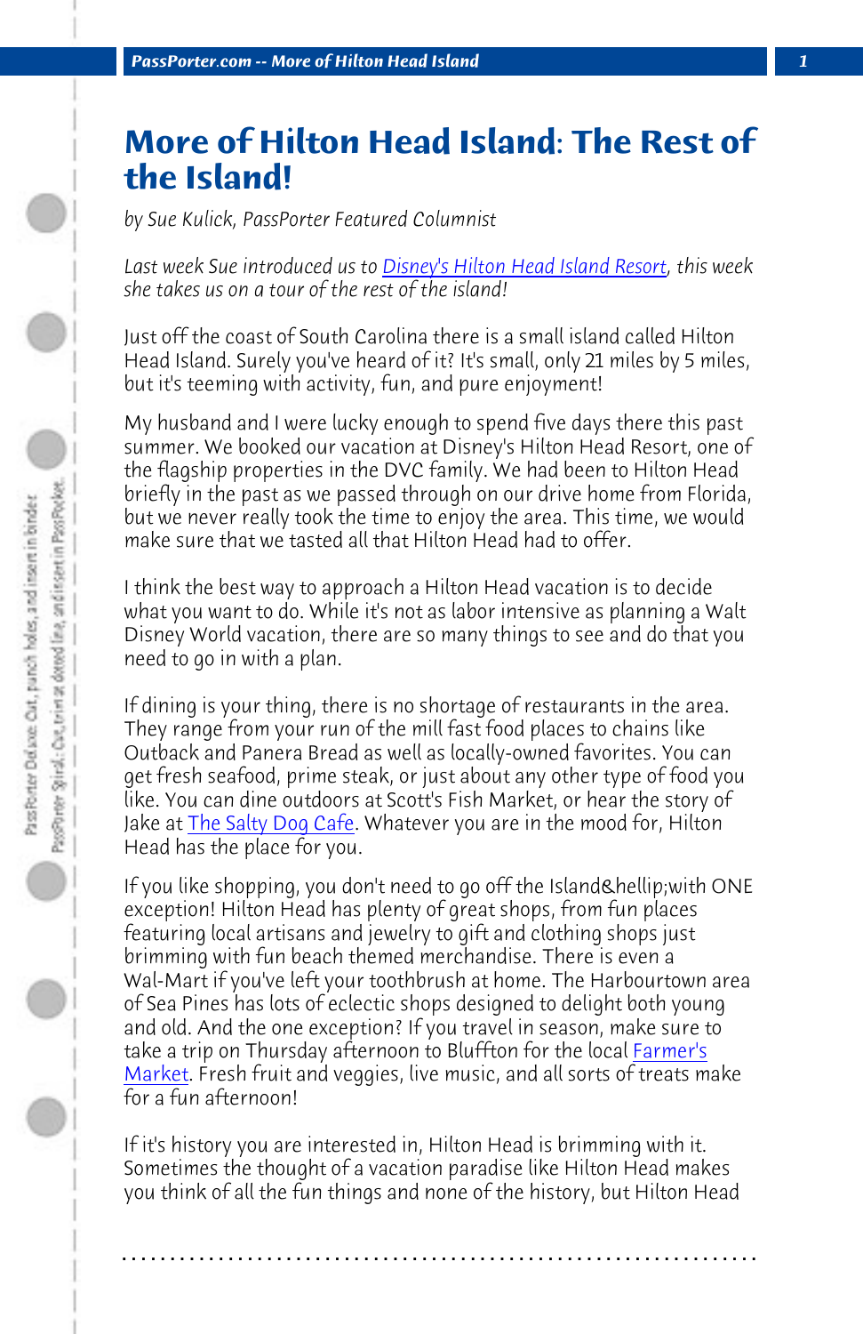# More of Hilton Head Island: The Rest of the Island!

*by Sue Kulick, PassPorter Featured Columnist*

*Last week Sue introduced us to Disney's Hilton Head Island Resort, this week she takes us on a tour of the rest of the island!*

Just off the coast of South Carolina there is a small island called Hilton Head Island. Surely you've heard of it? It's small, only 21 miles by 5 miles, but it's teeming with activity, fun, and pure enjoyment!

My husband and I were lucky enough to spend five days there this past summer. We booked our vacation at Disney's Hilton Head Resort, one of the flagship properties in the DVC family. We had been to Hilton Head briefly in the past as we passed through on our drive home from Florida, but we never really took the time to enjoy the area. This time, we would make sure that we tasted all that Hilton Head had to offer.

I think the best way to approach a Hilton Head vacation is to decide what you want to do. While it's not as labor intensive as planning a Walt Disney World vacation, there are so many things to see and do that you need to go in with a plan.

If dining is your thing, there is no shortage of restaurants in the area. They range from your run of the mill fast food places to chains like Outback and Panera Bread as well as locally-owned favorites. You can get fresh seafood, prime steak, or just about any other type of food you like. You can dine outdoors at Scott's Fish Market, or hear the story of Jake at The Salty Dog Cafe. Whatever you are in the mood for, Hilton Head has the place for you.

If you like shopping, you don't need to go off the Island&hellip;with ONE exception! Hilton Head has plenty of great shops, from fun places featuring local artisans and jewelry to gift and clothing shops just brimming with fun beach themed merchandise. There is even a Wal-Mart if you've left your toothbrush at home. The Harbourtown area of Sea Pines has lots of eclectic shops designed to delight both young and old. And the one exception? If you travel in season, make sure to take a trip on Thursday afternoon to Bluffton for the local Farmer's Market. Fresh fruit and veggies, live music, and all sorts of treats make for a fun afternoon!

If it's history you are interested in, Hilton Head is brimming with it. Sometimes the thought of a vacation paradise like Hilton Head makes you think of all the fun things and none of the history, but Hilton Head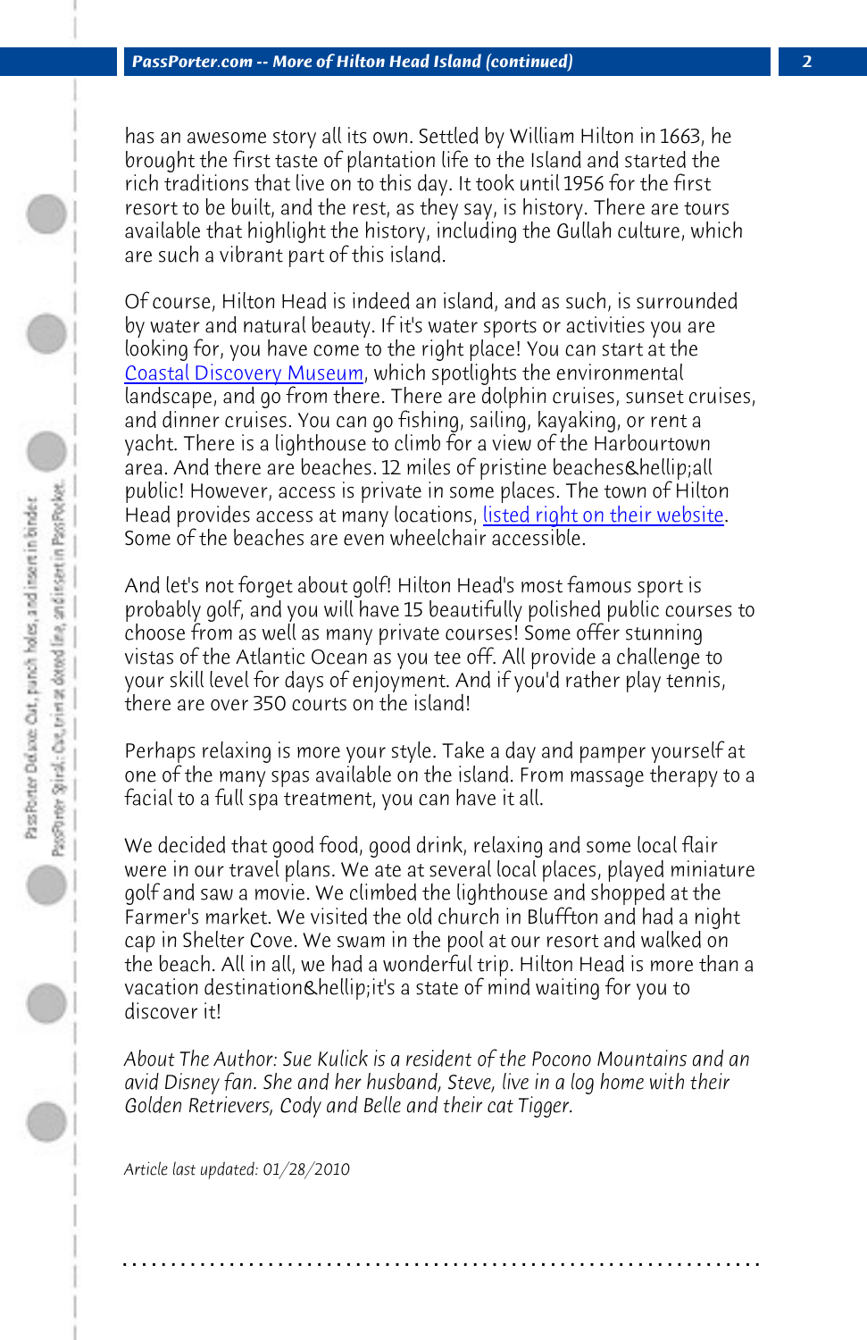has an awesome story all its own. Settled by William Hilton in 1663, he brought the first taste of plantation life to the Island and started the rich traditions that live on to this day. It took until 1956 for the first resort to be built, and the rest, as they say, is history. There are tours available that highlight the history, including the Gullah culture, which are such a vibrant part of this island.

Of course, Hilton Head is indeed an island, and as such, is surrounded by water and natural beauty. If it's water sports or activities you are looking for, you have come to the right place! You can start at the Coastal Discovery Museum, which spotlights the environmental landscape, and go from there. There are dolphin cruises, sunset cruises, and dinner cruises. You can go fishing, sailing, kayaking, or rent a yacht. There is a lighthouse to climb for a view of the Harbourtown area. And there are beaches. 12 miles of pristine beaches&hellip;all public! However, access is private in some places. The town of Hilton Head provides access at many locations, listed right on their website. Some of the beaches are even wheelchair accessible.

And let's not forget about golf! Hilton Head's most famous sport is probably golf, and you will have 15 beautifully polished public courses to choose from as well as many private courses! Some offer stunning vistas of the Atlantic Ocean as you tee off. All provide a challenge to your skill level for days of enjoyment. And if you'd rather play tennis, there are over 350 courts on the island!

Perhaps relaxing is more your style. Take a day and pamper yourself at one of the many spas available on the island. From massage therapy to a facial to a full spa treatment, you can have it all.

We decided that good food, good drink, relaxing and some local flair were in our travel plans. We ate at several local places, played miniature golf and saw a movie. We climbed the lighthouse and shopped at the Farmer's market. We visited the old church in Bluffton and had a night cap in Shelter Cove. We swam in the pool at our resort and walked on the beach. All in all, we had a wonderful trip. Hilton Head is more than a vacation destination&hellip;it's a state of mind waiting for you to discover it!

*About The Author: Sue Kulick is a resident of the Pocono Mountains and an avid Disney fan. She and her husband, Steve, live in a log home with their Golden Retrievers, Cody and Belle and their cat Tigger.*

*Article last updated: 01/28/2010*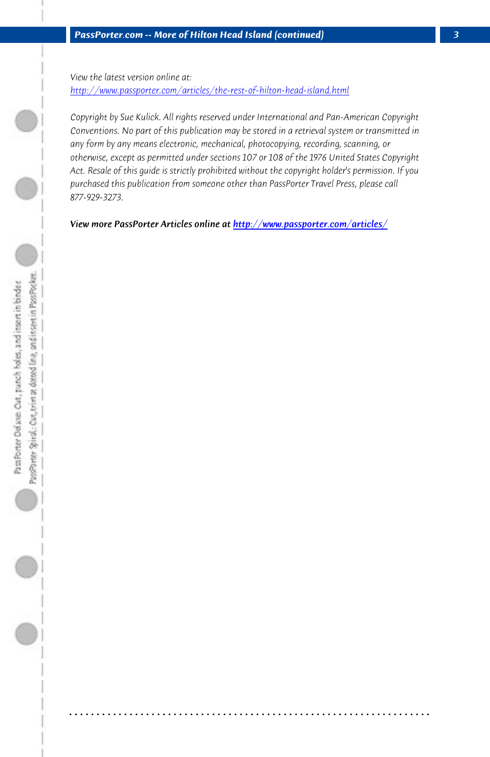*View the latest version online at:*
*[http://www.passporter.com/articles/the-rest-of-hilton-head-island.html](http://www.passporter.com/articles/the-rest-of-hilton-head-island.html)*

*Copyright by Sue Kulick. All rights reserved under International and Pan-American Copyright Conventions. No part of this publication may be stored in a retrieval system or transmitted in any form by any means electronic, mechanical, photocopying, recording, scanning, or otherwise, except as permitted under sections 107 or 108 of the 1976 United States Copyright Act. Resale of this guide is strictly prohibited without the copyright holder's permission. If you purchased this publication from someone other than PassPorter Travel Press, please call 877-929-3273.*

***View more PassPorter Articles online at [http://www.passporter.com/articles/](http://www.passporter.com/articles/)***